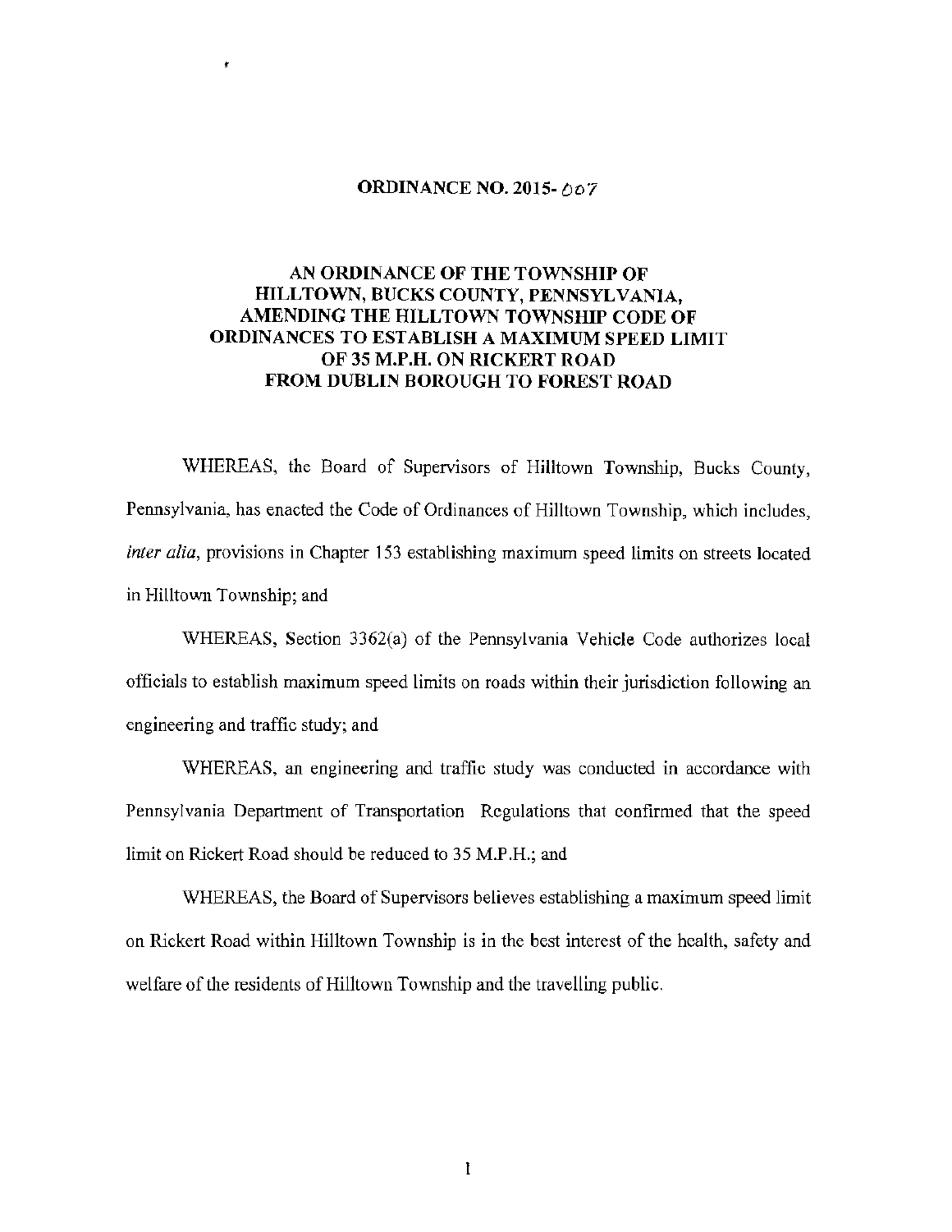**ORDINANCE NO. 2015- 007**

**AN ORDINANCE OF THE TOWNSHIP OF HILLTOWN, BUCKS COUNTY, PENNSYLVANIA, AMENDING THE HILLTOWN TOWNSHIP CODE OF ORDINANCES TO ESTABLISH A MAXIMUM SPEED LIMIT OF 35 M.P.H. ON RICKERT ROAD FROM DUBLIN BOROUGH TO FOREST ROAD**

WHEREAS, the Board of Supervisors of Hilltown Township, Bucks County, Pennsylvania, has enacted the Code of Ordinances of Hilltown Township, which includes, *inter alia*, provisions in Chapter 153 establishing maximum speed limits on streets located in Hilltown Township; and

WHEREAS, Section 3362(a) of the Pennsylvania Vehicle Code authorizes local officials to establish maximum speed limits on roads within their jurisdiction following an engineering and traffic study; and

WHEREAS, an engineering and traffic study was conducted in accordance with Pennsylvania Department of Transportation Regulations that confirmed that the speed limit on Rickert Road should be reduced to 35 M.P.H.; and

WHEREAS, the Board of Supervisors believes establishing a maximum speed limit on Rickert Road within Hilltown Township is in the best interest of the health, safety and welfare of the residents of Hilltown Township and the travelling public.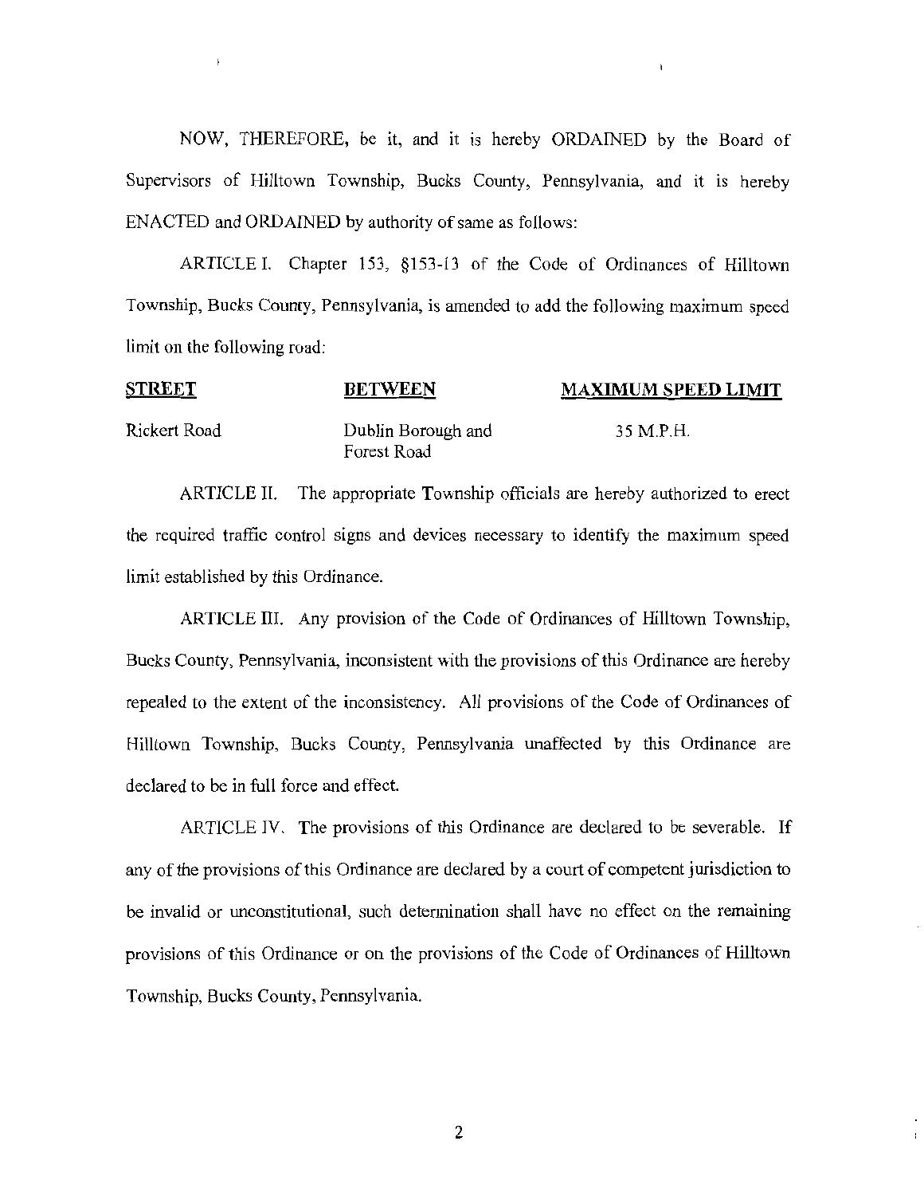NOW, THEREFORE, be it, and it is hereby ORDAINED by the Board of Supervisors of Hilltown Township, Bucks County, Pennsylvania, and it is hereby ENACTED and ORDAINED by authority of same as follows:

ARTICLE I. Chapter 153, §153-13 of the Code of Ordinances of Hilltown Township, Bucks County, Pennsylvania, is amended to add the following maximum speed limit on the following road:

| **STREET** | **BETWEEN** | **MAXIMUM SPEED LIMIT** |
|---|---|---|
| Rickert Road | Dublin Borough and Forest Road | 35 M.P.H. |

ARTICLE II. The appropriate Township officials are hereby authorized to erect the required traffic control signs and devices necessary to identify the maximum speed limit established by this Ordinance.

ARTICLE III. Any provision of the Code of Ordinances of Hilltown Township, Bucks County, Pennsylvania, inconsistent with the provisions of this Ordinance are hereby repealed to the extent of the inconsistency. All provisions of the Code of Ordinances of Hilltown Township, Bucks County, Pennsylvania unaffected by this Ordinance are declared to be in full force and effect.

ARTICLE IV. The provisions of this Ordinance are declared to be severable. If any of the provisions of this Ordinance are declared by a court of competent jurisdiction to be invalid or unconstitutional, such determination shall have no effect on the remaining provisions of this Ordinance or on the provisions of the Code of Ordinances of Hilltown Township, Bucks County, Pennsylvania.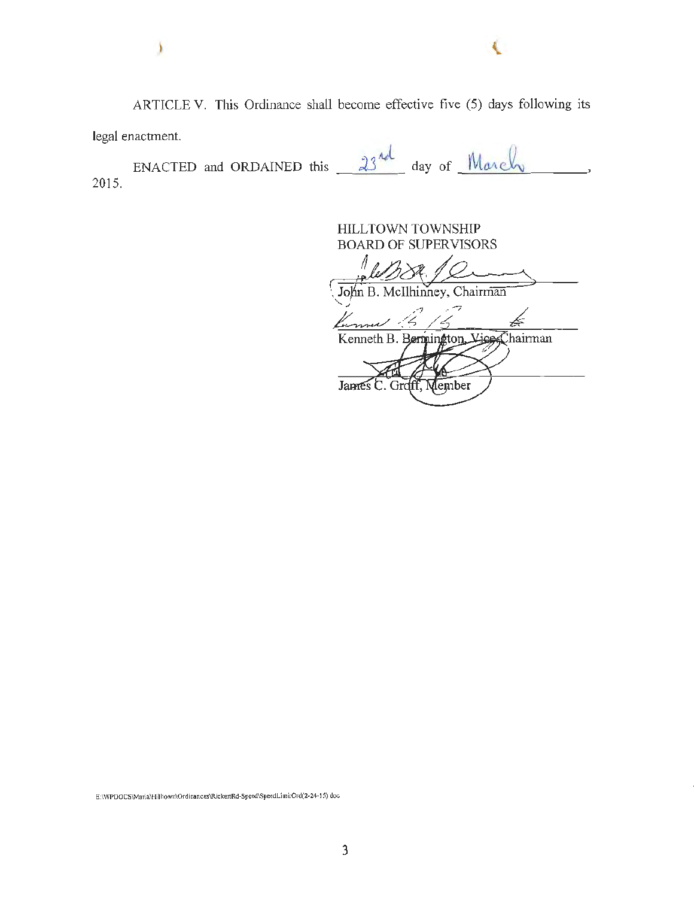ARTICLE V. This Ordinance shall become effective five (5) days following its legal enactment.

ENACTED and ORDAINED this 23rd day of March, 2015.

HILLTOWN TOWNSHIP
BOARD OF SUPERVISORS

John B. McIlhinney, Chairman

Kenneth B. Bennington, Vice-Chairman

James C. Groff, Member

E:\WPDOCS\Maria\Hilltown\Ordinances\RickertRd-Speed\SpeedLimitOrd(2-24-15).doc